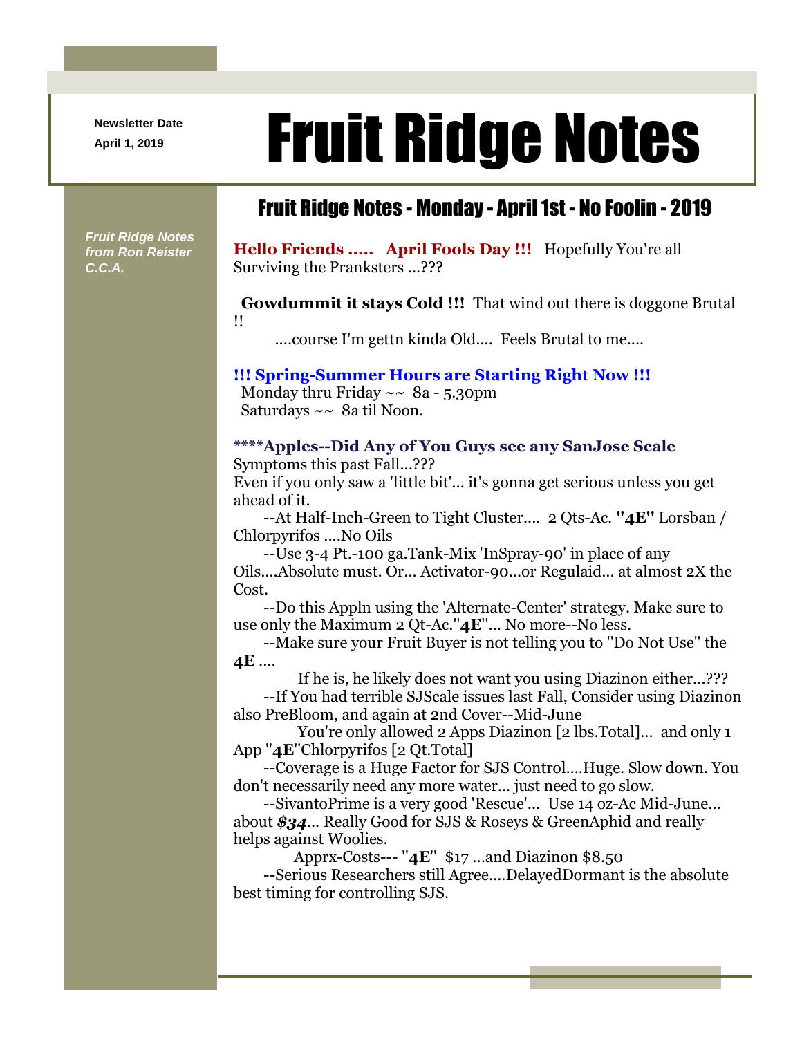Newsletter Date
April 1, 2019

# Fruit Ridge Notes

*Fruit Ridge Notes from Ron Reister C.C.A.*

## Fruit Ridge Notes - Monday - April 1st - No Foolin - 2019

**Hello Friends ..... April Fools Day !!!** Hopefully You're all Surviving the Pranksters ...???

**Gowdummit it stays Cold !!!** That wind out there is doggone Brutal !!

....course I'm gettn kinda Old.... Feels Brutal to me....

**!!! Spring-Summer Hours are Starting Right Now !!!**

Monday thru Friday ~~ 8a - 5.30pm
Saturdays ~~ 8a til Noon.

****Apples--Did Any of You Guys see any SanJose Scale** Symptoms this past Fall...???

Even if you only saw a 'little bit'... it's gonna get serious unless you get ahead of it.

--At Half-Inch-Green to Tight Cluster.... 2 Qts-Ac. **"4E"** Lorsban / Chlorpyrifos ....No Oils

--Use 3-4 Pt.-100 ga.Tank-Mix 'InSpray-90' in place of any Oils....Absolute must. Or... Activator-90...or Regulaid... at almost 2X the Cost.

--Do this Appln using the 'Alternate-Center' strategy. Make sure to use only the Maximum 2 Qt-Ac."**4E**"... No more--No less.

--Make sure your Fruit Buyer is not telling you to "Do Not Use" the **4E** ....

If he is, he likely does not want you using Diazinon either...???

--If You had terrible SJScale issues last Fall, Consider using Diazinon also PreBloom, and again at 2nd Cover--Mid-June

You're only allowed 2 Apps Diazinon [2 lbs.Total]... and only 1 App "**4E**"Chlorpyrifos [2 Qt.Total]

--Coverage is a Huge Factor for SJS Control....Huge. Slow down. You don't necessarily need any more water... just need to go slow.

--SivantoPrime is a very good 'Rescue'... Use 14 oz-Ac Mid-June... about ***$34***... Really Good for SJS & Roseys & GreenAphid and really helps against Woolies.

Apprx-Costs--- "**4E**" $17 ...and Diazinon $8.50

--Serious Researchers still Agree....DelayedDormant is the absolute best timing for controlling SJS.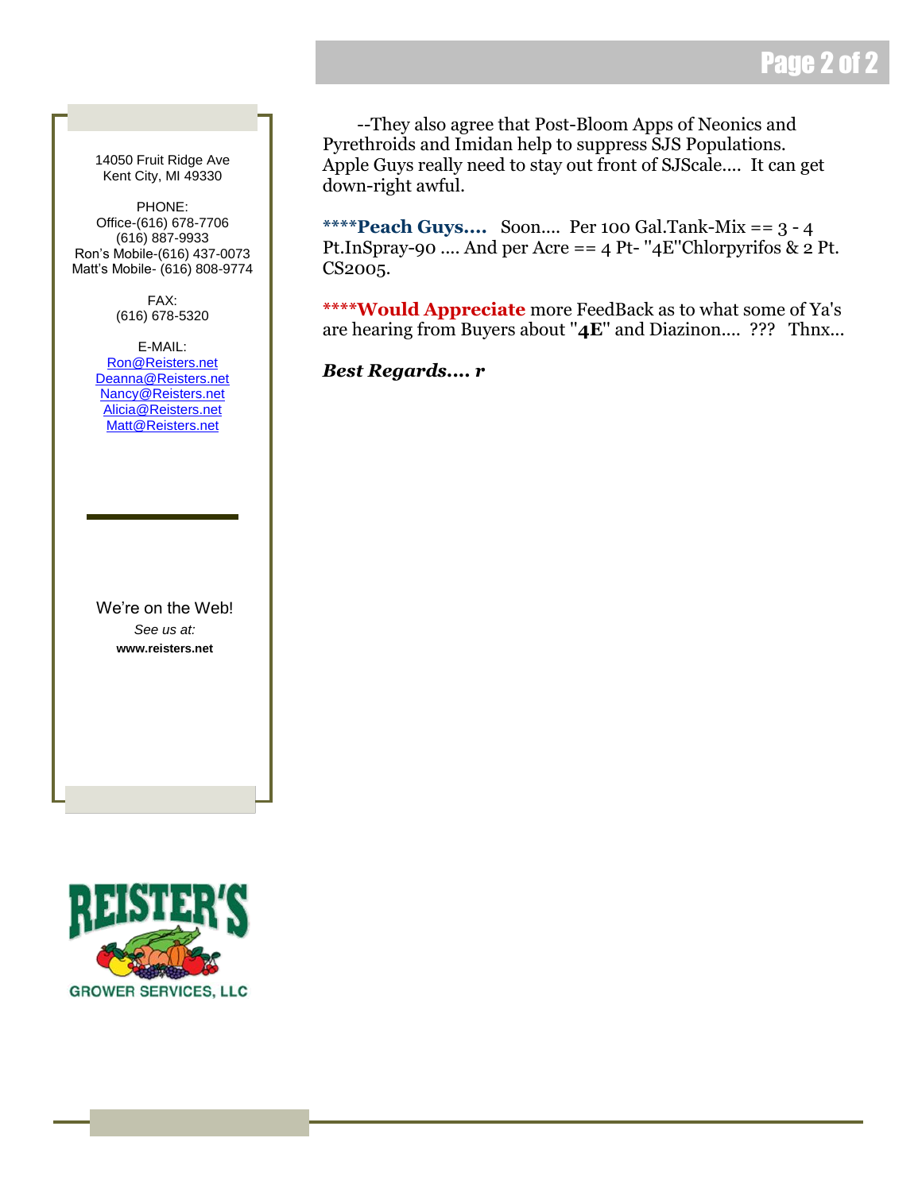--They also agree that Post-Bloom Apps of Neonics and Pyrethroids and Imidan help to suppress SJS Populations. Apple Guys really need to stay out front of SJScale.... It can get down-right awful.

****Peach Guys.... Soon.... Per 100 Gal.Tank-Mix == 3 - 4 Pt.InSpray-90 .... And per Acre == 4 Pt- "4E"Chlorpyrifos & 2 Pt. CS2005.

****Would Appreciate more FeedBack as to what some of Ya's are hearing from Buyers about "**4E**" and Diazinon.... ??? Thnx...

***Best Regards.... r***

14050 Fruit Ridge Ave
Kent City, MI 49330

PHONE:
Office-(616) 678-7706
(616) 887-9933
Ron's Mobile-(616) 437-0073
Matt's Mobile- (616) 808-9774

FAX:
(616) 678-5320

E-MAIL:
Ron@Reisters.net
Deanna@Reisters.net
Nancy@Reisters.net
Alicia@Reisters.net
Matt@Reisters.net

We're on the Web!
*See us at:*
**www.reisters.net**

REISTER'S
GROWER SERVICES, LLC